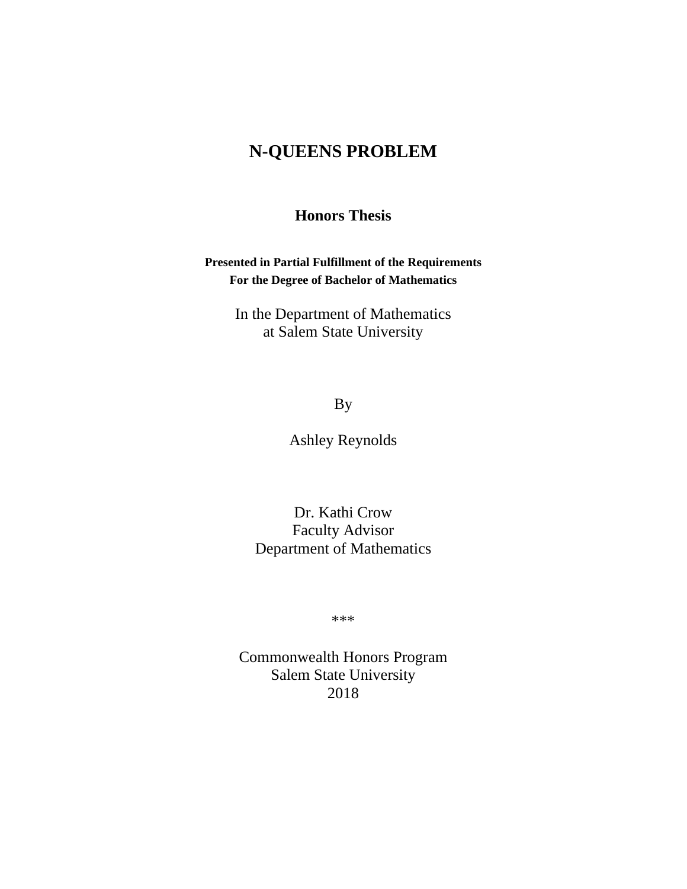# N-QUEENS PROBLEM

**Honors Thesis**

**Presented in Partial Fulfillment of the Requirements**
**For the Degree of Bachelor of Mathematics**

In the Department of Mathematics
at Salem State University

By

Ashley Reynolds

Dr. Kathi Crow
Faculty Advisor
Department of Mathematics

***

Commonwealth Honors Program
Salem State University
2018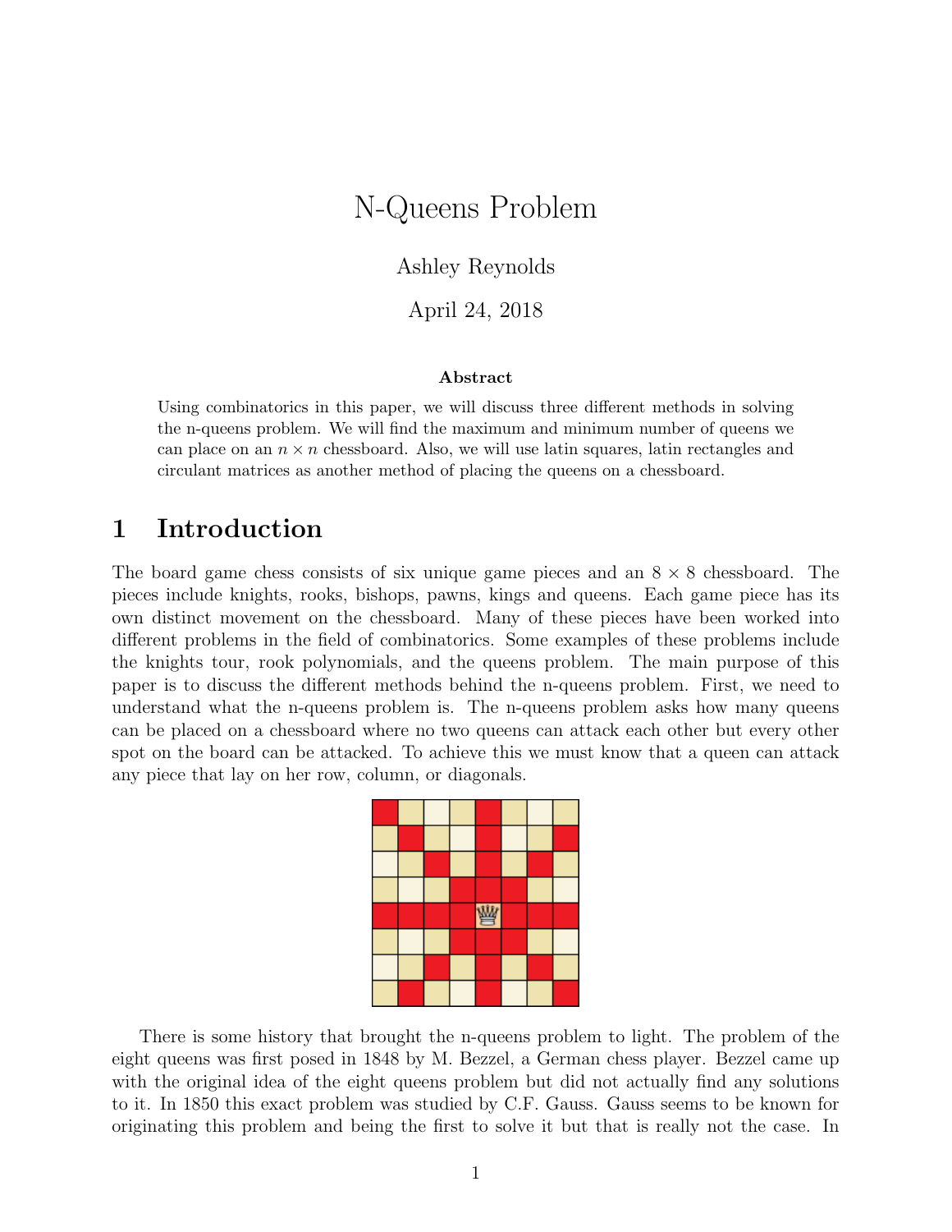# N-Queens Problem

Ashley Reynolds

April 24, 2018

**Abstract**

Using combinatorics in this paper, we will discuss three different methods in solving the n-queens problem. We will find the maximum and minimum number of queens we can place on an $n \times n$ chessboard. Also, we will use latin squares, latin rectangles and circulant matrices as another method of placing the queens on a chessboard.

## 1 Introduction

The board game chess consists of six unique game pieces and an $8 \times 8$ chessboard. The pieces include knights, rooks, bishops, pawns, kings and queens. Each game piece has its own distinct movement on the chessboard. Many of these pieces have been worked into different problems in the field of combinatorics. Some examples of these problems include the knights tour, rook polynomials, and the queens problem. The main purpose of this paper is to discuss the different methods behind the n-queens problem. First, we need to understand what the n-queens problem is. The n-queens problem asks how many queens can be placed on a chessboard where no two queens can attack each other but every other spot on the board can be attacked. To achieve this we must know that a queen can attack any piece that lay on her row, column, or diagonals.

There is some history that brought the n-queens problem to light. The problem of the eight queens was first posed in 1848 by M. Bezzel, a German chess player. Bezzel came up with the original idea of the eight queens problem but did not actually find any solutions to it. In 1850 this exact problem was studied by C.F. Gauss. Gauss seems to be known for originating this problem and being the first to solve it but that is really not the case. In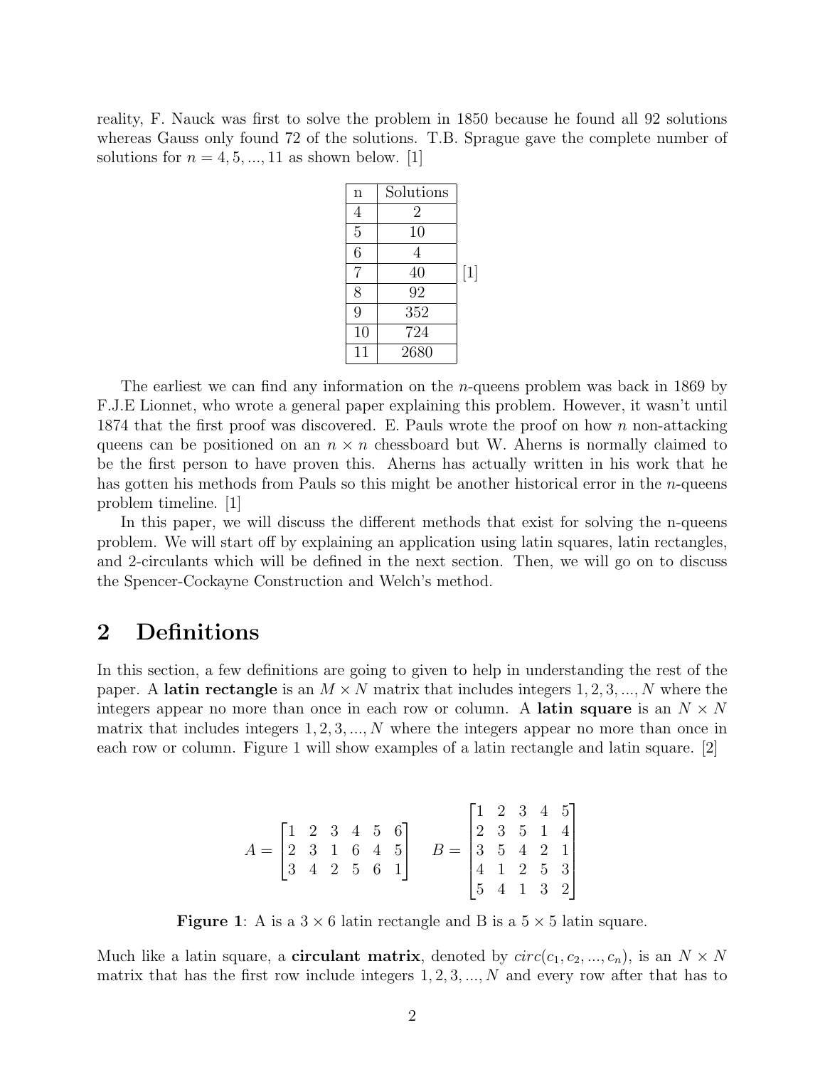reality, F. Nauck was first to solve the problem in 1850 because he found all 92 solutions whereas Gauss only found 72 of the solutions. T.B. Sprague gave the complete number of solutions for $n = 4, 5, ..., 11$ as shown below. [1]

| n | Solutions |
|---|---|
| 4 | 2 |
| 5 | 10 |
| 6 | 4 |
| 7 | 40 |
| 8 | 92 |
| 9 | 352 |
| 10 | 724 |
| 11 | 2680 |

[1]

The earliest we can find any information on the $n$-queens problem was back in 1869 by F.J.E Lionnet, who wrote a general paper explaining this problem. However, it wasn't until 1874 that the first proof was discovered. E. Pauls wrote the proof on how $n$ non-attacking queens can be positioned on an $n \times n$ chessboard but W. Aherns is normally claimed to be the first person to have proven this. Aherns has actually written in his work that he has gotten his methods from Pauls so this might be another historical error in the $n$-queens problem timeline. [1]

In this paper, we will discuss the different methods that exist for solving the n-queens problem. We will start off by explaining an application using latin squares, latin rectangles, and 2-circulants which will be defined in the next section. Then, we will go on to discuss the Spencer-Cockayne Construction and Welch's method.

## 2 Definitions

In this section, a few definitions are going to given to help in understanding the rest of the paper. A **latin rectangle** is an $M \times N$ matrix that includes integers $1, 2, 3, ..., N$ where the integers appear no more than once in each row or column. A **latin square** is an $N \times N$ matrix that includes integers $1, 2, 3, ..., N$ where the integers appear no more than once in each row or column. Figure 1 will show examples of a latin rectangle and latin square. [2]

$$A = \begin{bmatrix} 1 & 2 & 3 & 4 & 5 & 6 \\ 2 & 3 & 1 & 6 & 4 & 5 \\ 3 & 4 & 2 & 5 & 6 & 1 \end{bmatrix} \quad B = \begin{bmatrix} 1 & 2 & 3 & 4 & 5 \\ 2 & 3 & 5 & 1 & 4 \\ 3 & 5 & 4 & 2 & 1 \\ 4 & 1 & 2 & 5 & 3 \\ 5 & 4 & 1 & 3 & 2 \end{bmatrix}$$

**Figure 1**: A is a $3 \times 6$ latin rectangle and B is a $5 \times 5$ latin square.

Much like a latin square, a **circulant matrix**, denoted by $circ(c_1, c_2, ..., c_n)$, is an $N \times N$ matrix that has the first row include integers $1, 2, 3, ..., N$ and every row after that has to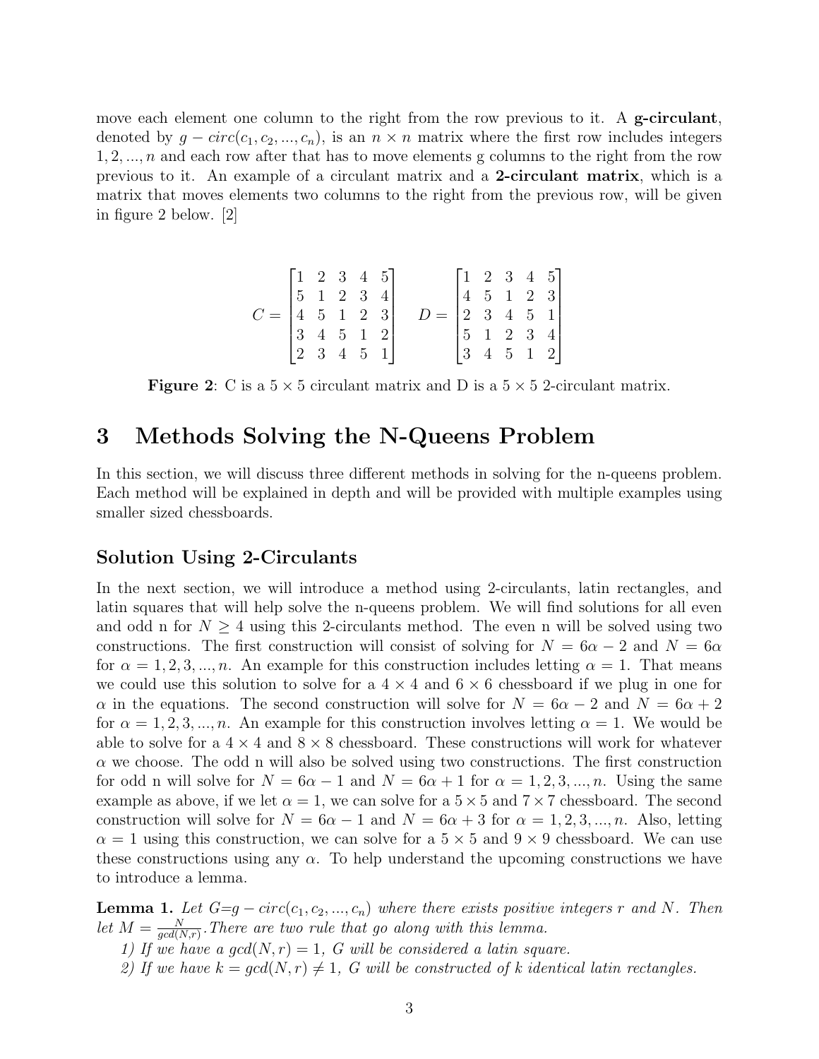move each element one column to the right from the row previous to it. A **g-circulant**, denoted by $g - circ(c_1, c_2, ..., c_n)$, is an $n \times n$ matrix where the first row includes integers $1, 2, ..., n$ and each row after that has to move elements g columns to the right from the row previous to it. An example of a circulant matrix and a **2-circulant matrix**, which is a matrix that moves elements two columns to the right from the previous row, will be given in figure 2 below. [2]

$$C = \begin{bmatrix} 1 & 2 & 3 & 4 & 5 \\ 5 & 1 & 2 & 3 & 4 \\ 4 & 5 & 1 & 2 & 3 \\ 3 & 4 & 5 & 1 & 2 \\ 2 & 3 & 4 & 5 & 1 \end{bmatrix} \qquad D = \begin{bmatrix} 1 & 2 & 3 & 4 & 5 \\ 4 & 5 & 1 & 2 & 3 \\ 2 & 3 & 4 & 5 & 1 \\ 5 & 1 & 2 & 3 & 4 \\ 3 & 4 & 5 & 1 & 2 \end{bmatrix}$$

**Figure 2**: C is a $5 \times 5$ circulant matrix and D is a $5 \times 5$ 2-circulant matrix.

# 3 Methods Solving the N-Queens Problem

In this section, we will discuss three different methods in solving for the n-queens problem. Each method will be explained in depth and will be provided with multiple examples using smaller sized chessboards.

## Solution Using 2-Circulants

In the next section, we will introduce a method using 2-circulants, latin rectangles, and latin squares that will help solve the n-queens problem. We will find solutions for all even and odd n for $N \geq 4$ using this 2-circulants method. The even n will be solved using two constructions. The first construction will consist of solving for $N = 6\alpha - 2$ and $N = 6\alpha$ for $\alpha = 1, 2, 3, ..., n$. An example for this construction includes letting $\alpha = 1$. That means we could use this solution to solve for a $4 \times 4$ and $6 \times 6$ chessboard if we plug in one for $\alpha$ in the equations. The second construction will solve for $N = 6\alpha - 2$ and $N = 6\alpha + 2$ for $\alpha = 1, 2, 3, ..., n$. An example for this construction involves letting $\alpha = 1$. We would be able to solve for a $4 \times 4$ and $8 \times 8$ chessboard. These constructions will work for whatever $\alpha$ we choose. The odd n will also be solved using two constructions. The first construction for odd n will solve for $N = 6\alpha - 1$ and $N = 6\alpha + 1$ for $\alpha = 1, 2, 3, ..., n$. Using the same example as above, if we let $\alpha = 1$, we can solve for a $5 \times 5$ and $7 \times 7$ chessboard. The second construction will solve for $N = 6\alpha - 1$ and $N = 6\alpha + 3$ for $\alpha = 1, 2, 3, ..., n$. Also, letting $\alpha = 1$ using this construction, we can solve for a $5 \times 5$ and $9 \times 9$ chessboard. We can use these constructions using any $\alpha$. To help understand the upcoming constructions we have to introduce a lemma.

**Lemma 1.** *Let G=$g - circ(c_1, c_2, ..., c_n)$ where there exists positive integers r and N. Then let $M = \frac{N}{gcd(N,r)}$. There are two rule that go along with this lemma.*

*1) If we have a $gcd(N, r) = 1$, G will be considered a latin square.*

*2) If we have $k = gcd(N, r) \neq 1$, G will be constructed of k identical latin rectangles.*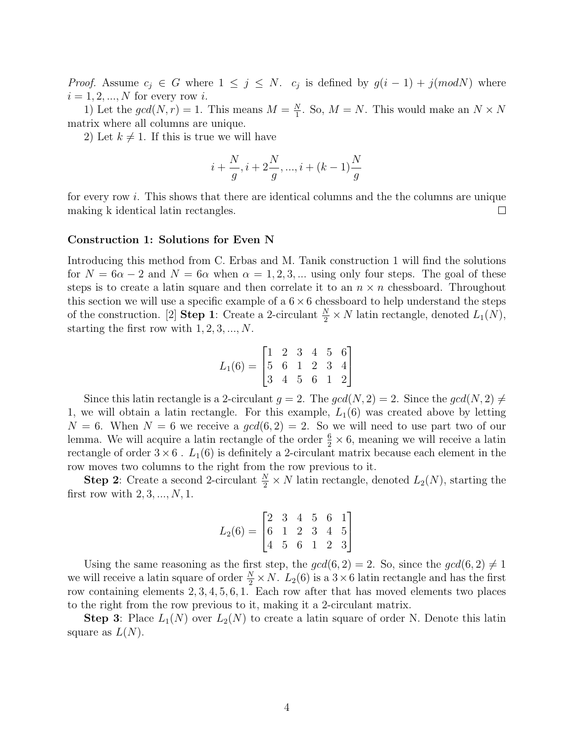*Proof.* Assume $c_j \in G$ where $1 \leq j \leq N$. $c_j$ is defined by $g(i-1) + j(modN)$ where $i = 1, 2, ..., N$ for every row $i$.

1) Let the $gcd(N, r) = 1$. This means $M = \frac{N}{1}$. So, $M = N$. This would make an $N \times N$ matrix where all columns are unique.

2) Let $k \neq 1$. If this is true we will have

$$i + \frac{N}{g}, i + 2\frac{N}{g}, ..., i + (k-1)\frac{N}{g}$$

for every row $i$. This shows that there are identical columns and the the columns are unique making k identical latin rectangles. $\square$

**Construction 1: Solutions for Even N**

Introducing this method from C. Erbas and M. Tanik construction 1 will find the solutions for $N = 6\alpha - 2$ and $N = 6\alpha$ when $\alpha = 1, 2, 3, ...$ using only four steps. The goal of these steps is to create a latin square and then correlate it to an $n \times n$ chessboard. Throughout this section we will use a specific example of a $6 \times 6$ chessboard to help understand the steps of the construction. [2] **Step 1**: Create a 2-circulant $\frac{N}{2} \times N$ latin rectangle, denoted $L_1(N)$, starting the first row with $1, 2, 3, ..., N$.

$$L_1(6) = \begin{bmatrix} 1 & 2 & 3 & 4 & 5 & 6 \\ 5 & 6 & 1 & 2 & 3 & 4 \\ 3 & 4 & 5 & 6 & 1 & 2 \end{bmatrix}$$

Since this latin rectangle is a 2-circulant $g = 2$. The $gcd(N, 2) = 2$. Since the $gcd(N, 2) \neq 1$, we will obtain a latin rectangle. For this example, $L_1(6)$ was created above by letting $N = 6$. When $N = 6$ we receive a $gcd(6, 2) = 2$. So we will need to use part two of our lemma. We will acquire a latin rectangle of the order $\frac{6}{2} \times 6$, meaning we will receive a latin rectangle of order $3 \times 6$ . $L_1(6)$ is definitely a 2-circulant matrix because each element in the row moves two columns to the right from the row previous to it.

**Step 2**: Create a second 2-circulant $\frac{N}{2} \times N$ latin rectangle, denoted $L_2(N)$, starting the first row with $2, 3, ..., N, 1$.

$$L_2(6) = \begin{bmatrix} 2 & 3 & 4 & 5 & 6 & 1 \\ 6 & 1 & 2 & 3 & 4 & 5 \\ 4 & 5 & 6 & 1 & 2 & 3 \end{bmatrix}$$

Using the same reasoning as the first step, the $gcd(6, 2) = 2$. So, since the $gcd(6, 2) \neq 1$ we will receive a latin square of order $\frac{N}{2} \times N$. $L_2(6)$ is a $3 \times 6$ latin rectangle and has the first row containing elements $2, 3, 4, 5, 6, 1$. Each row after that has moved elements two places to the right from the row previous to it, making it a 2-circulant matrix.

**Step 3**: Place $L_1(N)$ over $L_2(N)$ to create a latin square of order N. Denote this latin square as $L(N)$.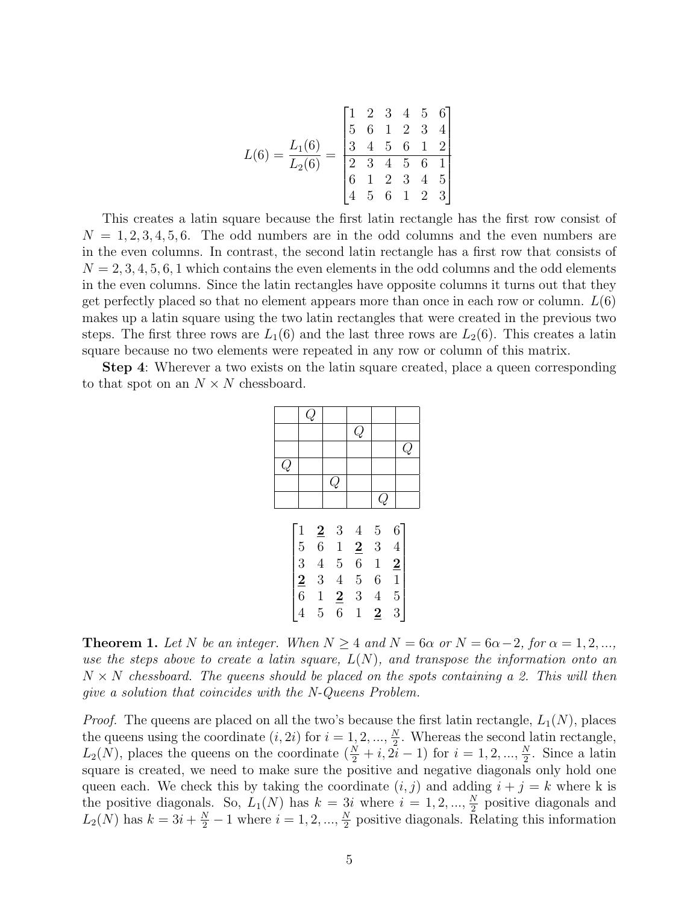$$L(6) = \frac{L_1(6)}{L_2(6)} = \left[\begin{array}{cccccc} 1 & 2 & 3 & 4 & 5 & 6 \\ 5 & 6 & 1 & 2 & 3 & 4 \\ 3 & 4 & 5 & 6 & 1 & 2 \\ \hline 2 & 3 & 4 & 5 & 6 & 1 \\ 6 & 1 & 2 & 3 & 4 & 5 \\ 4 & 5 & 6 & 1 & 2 & 3 \end{array}\right]$$

This creates a latin square because the first latin rectangle has the first row consist of $N = 1, 2, 3, 4, 5, 6$. The odd numbers are in the odd columns and the even numbers are in the even columns. In contrast, the second latin rectangle has a first row that consists of $N = 2, 3, 4, 5, 6, 1$ which contains the even elements in the odd columns and the odd elements in the even columns. Since the latin rectangles have opposite columns it turns out that they get perfectly placed so that no element appears more than once in each row or column. $L(6)$ makes up a latin square using the two latin rectangles that were created in the previous two steps. The first three rows are $L_1(6)$ and the last three rows are $L_2(6)$. This creates a latin square because no two elements were repeated in any row or column of this matrix.

**Step 4**: Wherever a two exists on the latin square created, place a queen corresponding to that spot on an $N \times N$ chessboard.

| | | | | | |
|---|---|---|---|---|---|
| | $Q$ | | | | |
| | | | $Q$ | | |
| | | | | | $Q$ |
| $Q$ | | | | | |
| | | $Q$ | | | |
| | | | | $Q$ | |

$$\begin{bmatrix} 1 & \underline{\mathbf{2}} & 3 & 4 & 5 & 6 \\ 5 & 6 & 1 & \underline{\mathbf{2}} & 3 & 4 \\ 3 & 4 & 5 & 6 & 1 & \underline{\mathbf{2}} \\ \underline{\mathbf{2}} & 3 & 4 & 5 & 6 & 1 \\ 6 & 1 & \underline{\mathbf{2}} & 3 & 4 & 5 \\ 4 & 5 & 6 & 1 & \underline{\mathbf{2}} & 3 \end{bmatrix}$$

**Theorem 1.** *Let $N$ be an integer. When $N \geq 4$ and $N = 6\alpha$ or $N = 6\alpha - 2$, for $\alpha = 1, 2, \ldots$, use the steps above to create a latin square, $L(N)$, and transpose the information onto an $N \times N$ chessboard. The queens should be placed on the spots containing a 2. This will then give a solution that coincides with the N-Queens Problem.*

*Proof.* The queens are placed on all the two's because the first latin rectangle, $L_1(N)$, places the queens using the coordinate $(i, 2i)$ for $i = 1, 2, \ldots, \frac{N}{2}$. Whereas the second latin rectangle, $L_2(N)$, places the queens on the coordinate $(\frac{N}{2} + i, 2i - 1)$ for $i = 1, 2, \ldots, \frac{N}{2}$. Since a latin square is created, we need to make sure the positive and negative diagonals only hold one queen each. We check this by taking the coordinate $(i, j)$ and adding $i + j = k$ where k is the positive diagonals. So, $L_1(N)$ has $k = 3i$ where $i = 1, 2, \ldots, \frac{N}{2}$ positive diagonals and $L_2(N)$ has $k = 3i + \frac{N}{2} - 1$ where $i = 1, 2, \ldots, \frac{N}{2}$ positive diagonals. Relating this information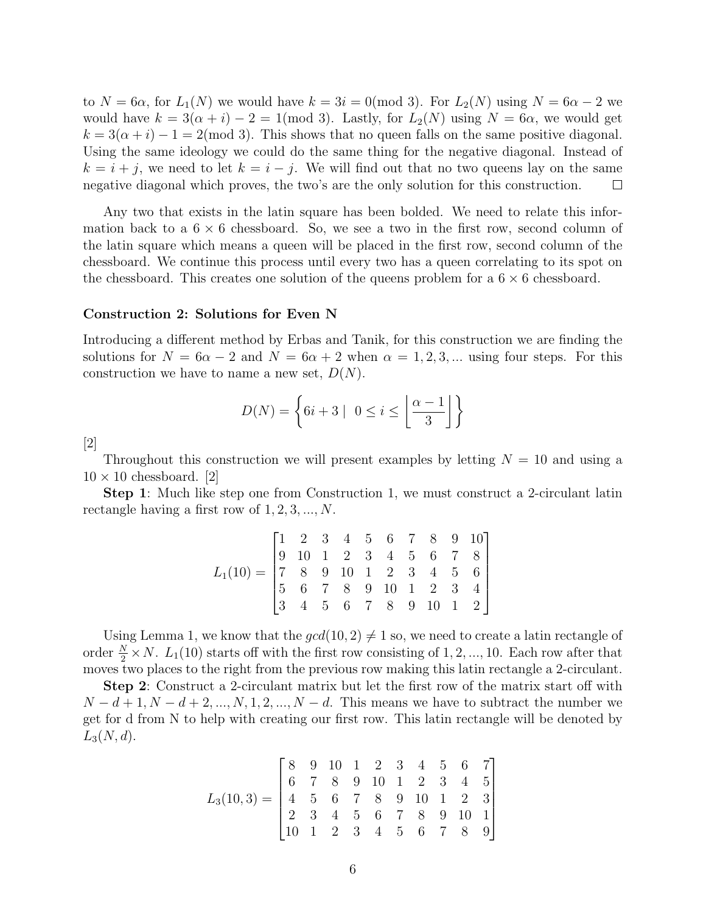to $N = 6\alpha$, for $L_1(N)$ we would have $k = 3i = 0 (\text{mod } 3)$. For $L_2(N)$ using $N = 6\alpha - 2$ we would have $k = 3(\alpha + i) - 2 = 1 (\text{mod } 3)$. Lastly, for $L_2(N)$ using $N = 6\alpha$, we would get $k = 3(\alpha + i) - 1 = 2 (\text{mod } 3)$. This shows that no queen falls on the same positive diagonal. Using the same ideology we could do the same thing for the negative diagonal. Instead of $k = i + j$, we need to let $k = i - j$. We will find out that no two queens lay on the same negative diagonal which proves, the two's are the only solution for this construction. □

Any two that exists in the latin square has been bolded. We need to relate this information back to a $6 \times 6$ chessboard. So, we see a two in the first row, second column of the latin square which means a queen will be placed in the first row, second column of the chessboard. We continue this process until every two has a queen correlating to its spot on the chessboard. This creates one solution of the queens problem for a $6 \times 6$ chessboard.

**Construction 2: Solutions for Even N**

Introducing a different method by Erbas and Tanik, for this construction we are finding the solutions for $N = 6\alpha - 2$ and $N = 6\alpha + 2$ when $\alpha = 1, 2, 3, ...$ using four steps. For this construction we have to name a new set, $D(N)$.

$$D(N) = \left\{ 6i + 3 \mid \; 0 \leq i \leq \left\lfloor \frac{\alpha - 1}{3} \right\rfloor \right\}$$

[2]

Throughout this construction we will present examples by letting $N = 10$ and using a $10 \times 10$ chessboard. [2]

**Step 1**: Much like step one from Construction 1, we must construct a 2-circulant latin rectangle having a first row of $1, 2, 3, ..., N$.

$$L_1(10) = \begin{bmatrix} 1 & 2 & 3 & 4 & 5 & 6 & 7 & 8 & 9 & 10 \\ 9 & 10 & 1 & 2 & 3 & 4 & 5 & 6 & 7 & 8 \\ 7 & 8 & 9 & 10 & 1 & 2 & 3 & 4 & 5 & 6 \\ 5 & 6 & 7 & 8 & 9 & 10 & 1 & 2 & 3 & 4 \\ 3 & 4 & 5 & 6 & 7 & 8 & 9 & 10 & 1 & 2 \end{bmatrix}$$

Using Lemma 1, we know that the $gcd(10, 2) \neq 1$ so, we need to create a latin rectangle of order $\frac{N}{2} \times N$. $L_1(10)$ starts off with the first row consisting of $1, 2, ..., 10$. Each row after that moves two places to the right from the previous row making this latin rectangle a 2-circulant.

**Step 2**: Construct a 2-circulant matrix but let the first row of the matrix start off with $N - d + 1, N - d + 2, ..., N, 1, 2, ..., N - d$. This means we have to subtract the number we get for d from N to help with creating our first row. This latin rectangle will be denoted by $L_3(N, d)$.

$$L_3(10, 3) = \begin{bmatrix} 8 & 9 & 10 & 1 & 2 & 3 & 4 & 5 & 6 & 7 \\ 6 & 7 & 8 & 9 & 10 & 1 & 2 & 3 & 4 & 5 \\ 4 & 5 & 6 & 7 & 8 & 9 & 10 & 1 & 2 & 3 \\ 2 & 3 & 4 & 5 & 6 & 7 & 8 & 9 & 10 & 1 \\ 10 & 1 & 2 & 3 & 4 & 5 & 6 & 7 & 8 & 9 \end{bmatrix}$$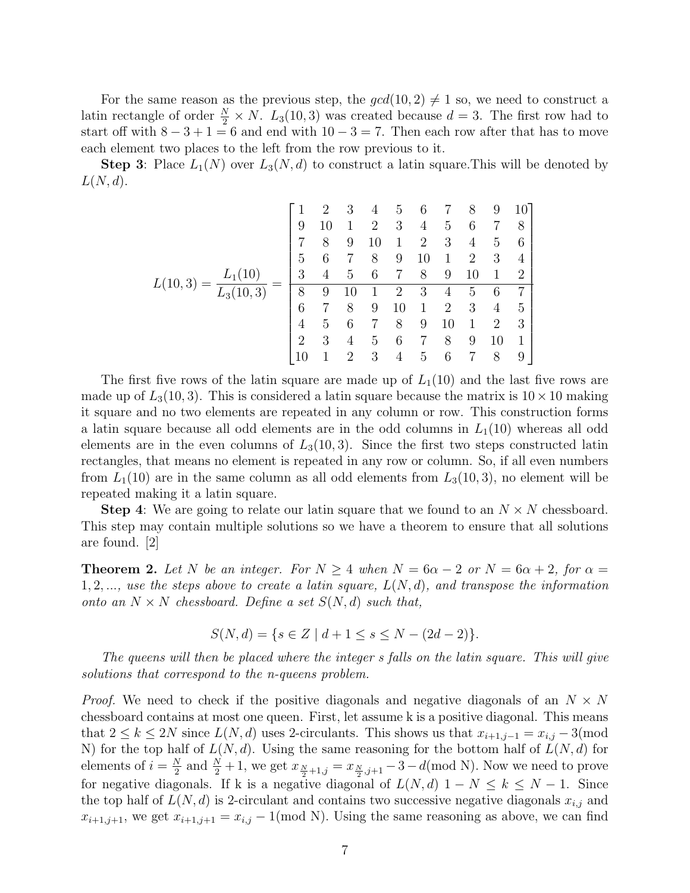For the same reason as the previous step, the $gcd(10, 2) \neq 1$ so, we need to construct a latin rectangle of order $\frac{N}{2} \times N$. $L_3(10, 3)$ was created because $d = 3$. The first row had to start off with $8 - 3 + 1 = 6$ and end with $10 - 3 = 7$. Then each row after that has to move each element two places to the left from the row previous to it.

**Step 3**: Place $L_1(N)$ over $L_3(N, d)$ to construct a latin square.This will be denoted by $L(N, d)$.

$$L(10,3) = \frac{L_1(10)}{L_3(10,3)} = \left[\begin{array}{cccccccccc}
1 & 2 & 3 & 4 & 5 & 6 & 7 & 8 & 9 & 10 \\
9 & 10 & 1 & 2 & 3 & 4 & 5 & 6 & 7 & 8 \\
7 & 8 & 9 & 10 & 1 & 2 & 3 & 4 & 5 & 6 \\
5 & 6 & 7 & 8 & 9 & 10 & 1 & 2 & 3 & 4 \\
3 & 4 & 5 & 6 & 7 & 8 & 9 & 10 & 1 & 2 \\
\hline
8 & 9 & 10 & 1 & 2 & 3 & 4 & 5 & 6 & 7 \\
6 & 7 & 8 & 9 & 10 & 1 & 2 & 3 & 4 & 5 \\
4 & 5 & 6 & 7 & 8 & 9 & 10 & 1 & 2 & 3 \\
2 & 3 & 4 & 5 & 6 & 7 & 8 & 9 & 10 & 1 \\
10 & 1 & 2 & 3 & 4 & 5 & 6 & 7 & 8 & 9
\end{array}\right]$$

The first five rows of the latin square are made up of $L_1(10)$ and the last five rows are made up of $L_3(10, 3)$. This is considered a latin square because the matrix is $10 \times 10$ making it square and no two elements are repeated in any column or row. This construction forms a latin square because all odd elements are in the odd columns in $L_1(10)$ whereas all odd elements are in the even columns of $L_3(10, 3)$. Since the first two steps constructed latin rectangles, that means no element is repeated in any row or column. So, if all even numbers from $L_1(10)$ are in the same column as all odd elements from $L_3(10, 3)$, no element will be repeated making it a latin square.

**Step 4**: We are going to relate our latin square that we found to an $N \times N$ chessboard. This step may contain multiple solutions so we have a theorem to ensure that all solutions are found. [2]

**Theorem 2.** *Let $N$ be an integer. For $N \geq 4$ when $N = 6\alpha - 2$ or $N = 6\alpha + 2$, for $\alpha = 1, 2, ...,$ use the steps above to create a latin square, $L(N, d)$, and transpose the information onto an $N \times N$ chessboard. Define a set $S(N, d)$ such that,*

$$S(N, d) = \{s \in Z \mid d + 1 \leq s \leq N - (2d - 2)\}.$$

*The queens will then be placed where the integer s falls on the latin square. This will give solutions that correspond to the n-queens problem.*

*Proof.* We need to check if the positive diagonals and negative diagonals of an $N \times N$ chessboard contains at most one queen. First, let assume k is a positive diagonal. This means that $2 \leq k \leq 2N$ since $L(N, d)$ uses 2-circulants. This shows us that $x_{i+1,j-1} = x_{i,j} - 3 (\text{mod N})$ for the top half of $L(N, d)$. Using the same reasoning for the bottom half of $L(N, d)$ for elements of $i = \frac{N}{2}$ and $\frac{N}{2} + 1$, we get $x_{\frac{N}{2}+1,j} = x_{\frac{N}{2},j+1} - 3 - d(\text{mod N})$. Now we need to prove for negative diagonals. If k is a negative diagonal of $L(N, d)$ $1 - N \leq k \leq N - 1$. Since the top half of $L(N, d)$ is 2-circulant and contains two successive negative diagonals $x_{i,j}$ and $x_{i+1,j+1}$, we get $x_{i+1,j+1} = x_{i,j} - 1(\text{mod N})$. Using the same reasoning as above, we can find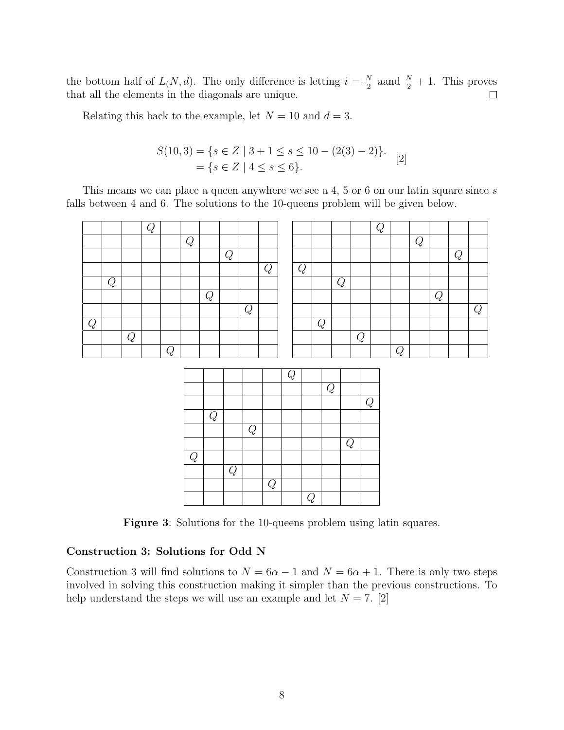the bottom half of $L_(N,d)$. The only difference is letting $i = \frac{N}{2}$ aand $\frac{N}{2}+1$. This proves that all the elements in the diagonals are unique. $\square$

Relating this back to the example, let $N = 10$ and $d = 3$.

$$
\begin{aligned}
S(10,3) &= \{s \in Z \mid 3+1 \leq s \leq 10 - (2(3)-2)\}. \\
&= \{s \in Z \mid 4 \leq s \leq 6\}.
\end{aligned}
\quad [2]
$$

This means we can place a queen anywhere we see a 4, 5 or 6 on our latin square since $s$ falls between 4 and 6. The solutions to the 10-queens problem will be given below.

| | | | $Q$ | | | | | | |
|---|---|---|---|---|---|---|---|---|---|
| | | | | | $Q$ | | | | |
| | | | | | | | $Q$ | | |
| | | | | | | | | | $Q$ |
| | $Q$ | | | | | | | | |
| | | | | | | $Q$ | | | |
| | | | | | | | | $Q$ | |
| $Q$ | | | | | | | | | |
| | | $Q$ | | | | | | | |
| | | | | $Q$ | | | | | |

| | | | | $Q$ | | | | | |
|---|---|---|---|---|---|---|---|---|---|
| | | | | | | $Q$ | | | |
| | | | | | | | | $Q$ | |
| $Q$ | | | | | | | | | |
| | | $Q$ | | | | | | | |
| | | | | | | | $Q$ | | |
| | | | | | | | | | $Q$ |
| | $Q$ | | | | | | | | |
| | | | $Q$ | | | | | | |
| | | | | | $Q$ | | | | |

| | | | | | $Q$ | | | | |
|---|---|---|---|---|---|---|---|---|---|
| | | | | | | | $Q$ | | |
| | | | | | | | | | $Q$ |
| | $Q$ | | | | | | | | |
| | | | $Q$ | | | | | | |
| | | | | | | | | $Q$ | |
| $Q$ | | | | | | | | | |
| | | $Q$ | | | | | | | |
| | | | | $Q$ | | | | | |
| | | | | | | $Q$ | | | |

**Figure 3**: Solutions for the 10-queens problem using latin squares.

### Construction 3: Solutions for Odd N

Construction 3 will find solutions to $N = 6\alpha - 1$ and $N = 6\alpha + 1$. There is only two steps involved in solving this construction making it simpler than the previous constructions. To help understand the steps we will use an example and let $N = 7$. [2]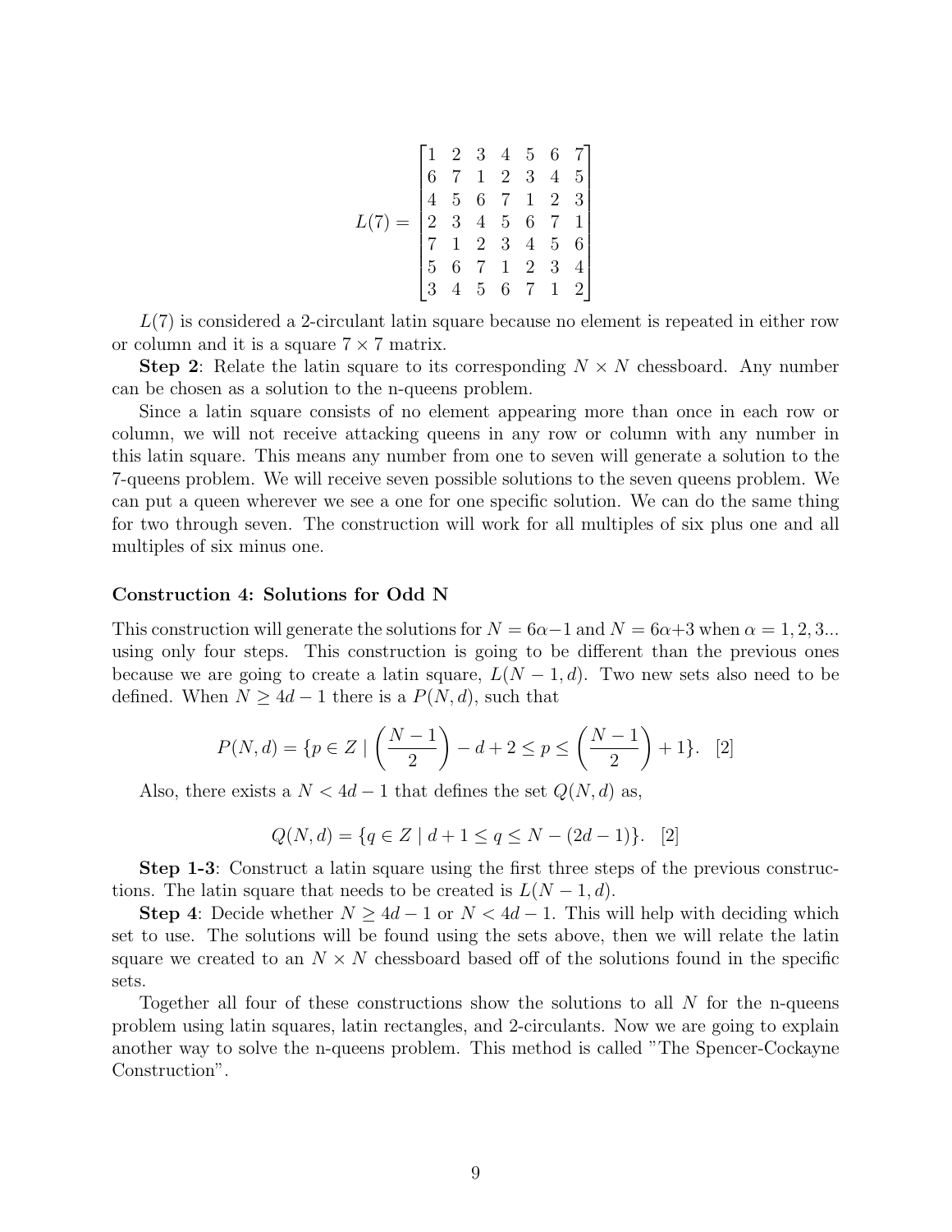$$L(7) = \begin{bmatrix} 1 & 2 & 3 & 4 & 5 & 6 & 7 \\ 6 & 7 & 1 & 2 & 3 & 4 & 5 \\ 4 & 5 & 6 & 7 & 1 & 2 & 3 \\ 2 & 3 & 4 & 5 & 6 & 7 & 1 \\ 7 & 1 & 2 & 3 & 4 & 5 & 6 \\ 5 & 6 & 7 & 1 & 2 & 3 & 4 \\ 3 & 4 & 5 & 6 & 7 & 1 & 2 \end{bmatrix}$$

$L(7)$ is considered a 2-circulant latin square because no element is repeated in either row or column and it is a square $7 \times 7$ matrix.

**Step 2**: Relate the latin square to its corresponding $N \times N$ chessboard. Any number can be chosen as a solution to the n-queens problem.

Since a latin square consists of no element appearing more than once in each row or column, we will not receive attacking queens in any row or column with any number in this latin square. This means any number from one to seven will generate a solution to the 7-queens problem. We will receive seven possible solutions to the seven queens problem. We can put a queen wherever we see a one for one specific solution. We can do the same thing for two through seven. The construction will work for all multiples of six plus one and all multiples of six minus one.

#### Construction 4: Solutions for Odd N

This construction will generate the solutions for $N = 6\alpha - 1$ and $N = 6\alpha + 3$ when $\alpha = 1, 2, 3...$ using only four steps. This construction is going to be different than the previous ones because we are going to create a latin square, $L(N-1, d)$. Two new sets also need to be defined. When $N \geq 4d - 1$ there is a $P(N, d)$, such that

$$P(N, d) = \{p \in Z \mid \left(\frac{N-1}{2}\right) - d + 2 \leq p \leq \left(\frac{N-1}{2}\right) + 1\}. \quad [2]$$

Also, there exists a $N < 4d - 1$ that defines the set $Q(N, d)$ as,

$$Q(N, d) = \{q \in Z \mid d + 1 \leq q \leq N - (2d - 1)\}. \quad [2]$$

**Step 1-3**: Construct a latin square using the first three steps of the previous constructions. The latin square that needs to be created is $L(N-1, d)$.

**Step 4**: Decide whether $N \geq 4d - 1$ or $N < 4d - 1$. This will help with deciding which set to use. The solutions will be found using the sets above, then we will relate the latin square we created to an $N \times N$ chessboard based off of the solutions found in the specific sets.

Together all four of these constructions show the solutions to all $N$ for the n-queens problem using latin squares, latin rectangles, and 2-circulants. Now we are going to explain another way to solve the n-queens problem. This method is called "The Spencer-Cockayne Construction".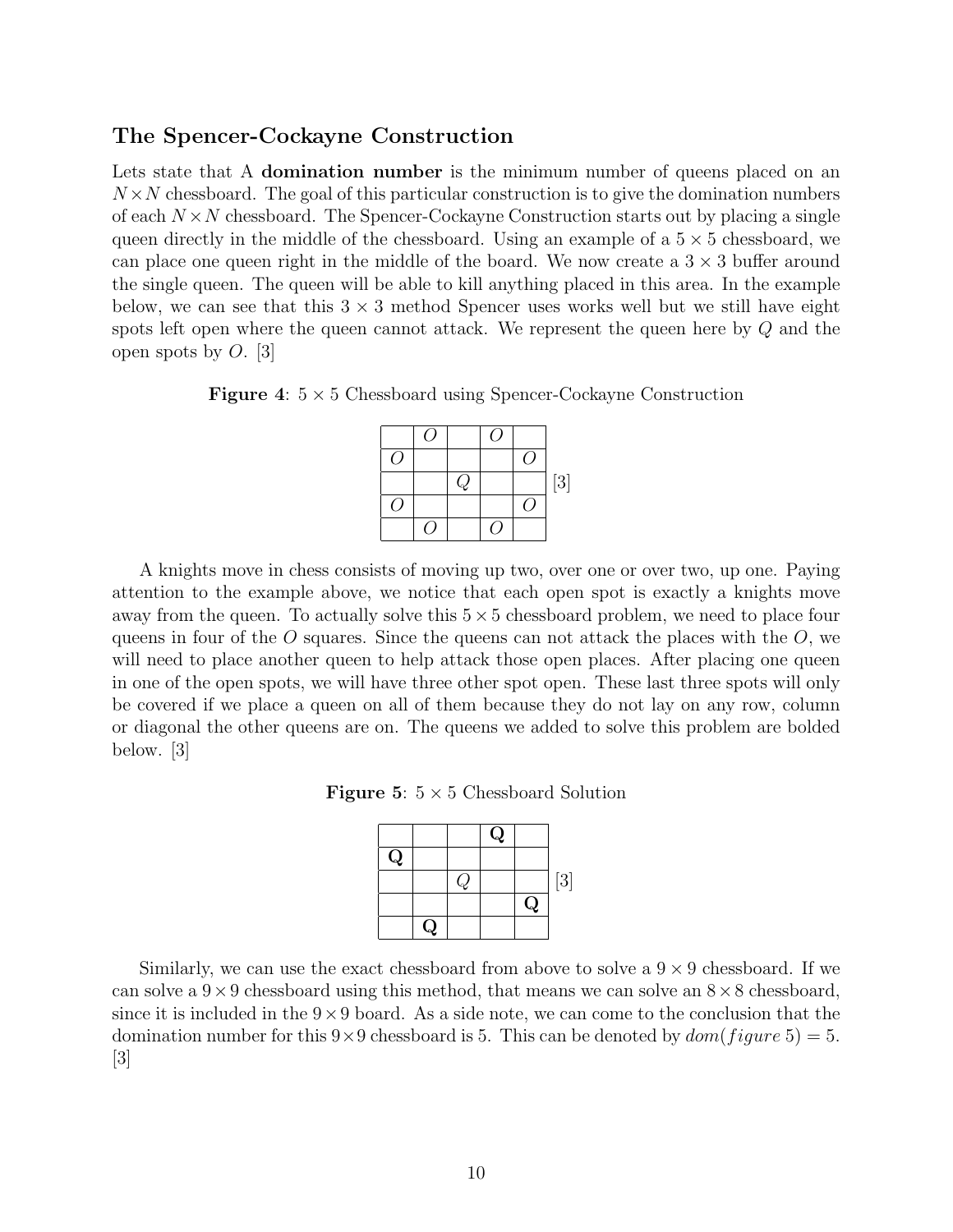### The Spencer-Cockayne Construction

Lets state that A **domination number** is the minimum number of queens placed on an $N \times N$ chessboard. The goal of this particular construction is to give the domination numbers of each $N \times N$ chessboard. The Spencer-Cockayne Construction starts out by placing a single queen directly in the middle of the chessboard. Using an example of a $5 \times 5$ chessboard, we can place one queen right in the middle of the board. We now create a $3 \times 3$ buffer around the single queen. The queen will be able to kill anything placed in this area. In the example below, we can see that this $3 \times 3$ method Spencer uses works well but we still have eight spots left open where the queen cannot attack. We represent the queen here by $Q$ and the open spots by $O$. [3]

**Figure 4**: $5 \times 5$ Chessboard using Spencer-Cockayne Construction

| | | | | |
|---|---|---|---|---|
| | $O$ | | $O$ | |
| $O$ | | | | $O$ |
| | | $Q$ | | |
| $O$ | | | | $O$ |
| | $O$ | | $O$ | |

[3]

A knights move in chess consists of moving up two, over one or over two, up one. Paying attention to the example above, we notice that each open spot is exactly a knights move away from the queen. To actually solve this $5 \times 5$ chessboard problem, we need to place four queens in four of the $O$ squares. Since the queens can not attack the places with the $O$, we will need to place another queen to help attack those open places. After placing one queen in one of the open spots, we will have three other spot open. These last three spots will only be covered if we place a queen on all of them because they do not lay on any row, column or diagonal the other queens are on. The queens we added to solve this problem are bolded below. [3]

**Figure 5**: $5 \times 5$ Chessboard Solution

| | | | | |
|---|---|---|---|---|
| | | | **Q** | |
| **Q** | | | | |
| | | $Q$ | | |
| | | | | **Q** |
| | **Q** | | | |

[3]

Similarly, we can use the exact chessboard from above to solve a $9 \times 9$ chessboard. If we can solve a $9 \times 9$ chessboard using this method, that means we can solve an $8 \times 8$ chessboard, since it is included in the $9 \times 9$ board. As a side note, we can come to the conclusion that the domination number for this $9 \times 9$ chessboard is 5. This can be denoted by $dom(figure\ 5) = 5$. [3]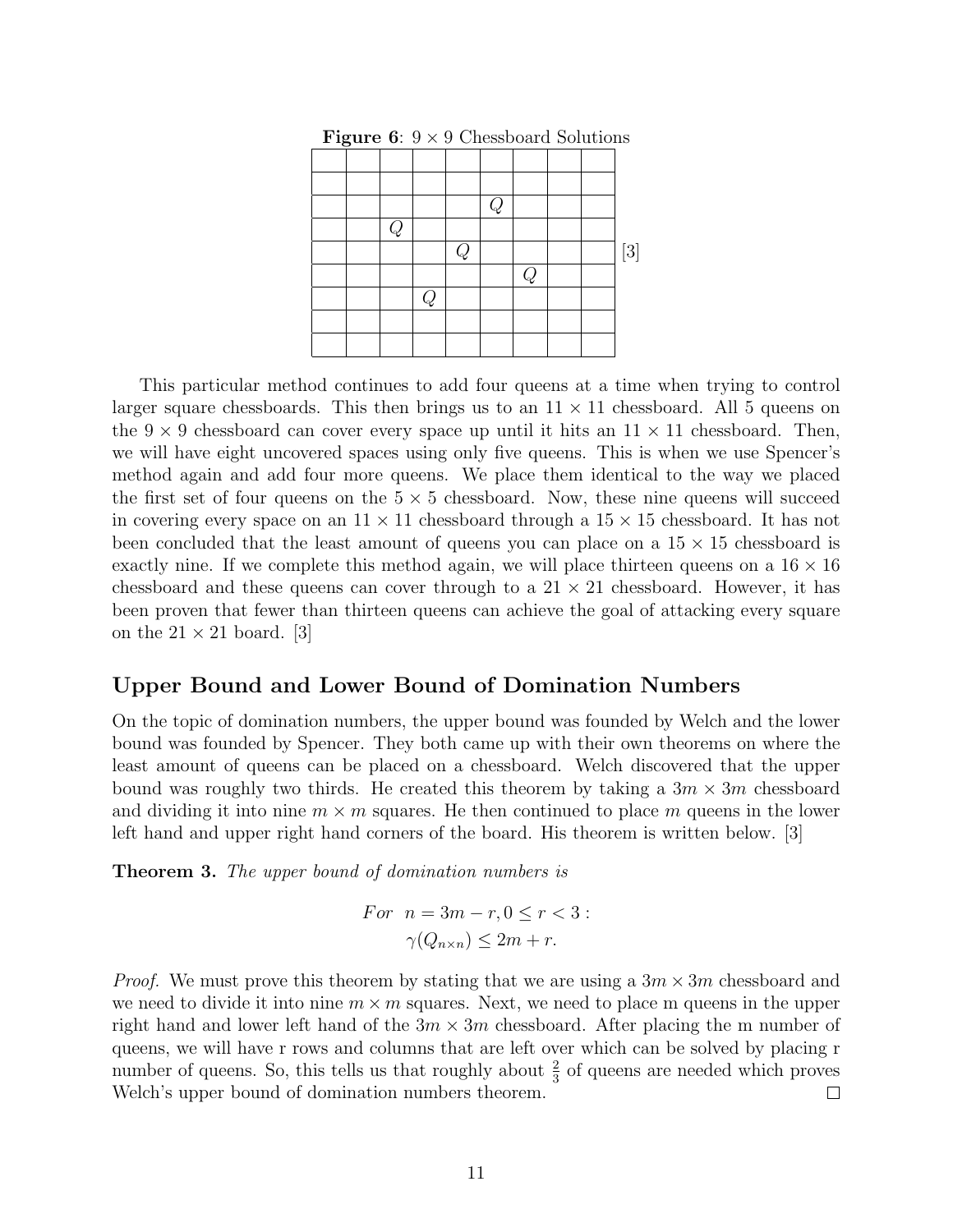**Figure 6**: $9 \times 9$ Chessboard Solutions

| | | | | | | | | |
|---|---|---|---|---|---|---|---|---|
| | | | | | | | | |
| | | | | | $Q$ | | | |
| | | $Q$ | | | | | | |
| | | | | $Q$ | | | | |
| | | | | | | $Q$ | | |
| | | | $Q$ | | | | | |
| | | | | | | | | |
| | | | | | | | | |

[3]

This particular method continues to add four queens at a time when trying to control larger square chessboards. This then brings us to an $11 \times 11$ chessboard. All 5 queens on the $9 \times 9$ chessboard can cover every space up until it hits an $11 \times 11$ chessboard. Then, we will have eight uncovered spaces using only five queens. This is when we use Spencer's method again and add four more queens. We place them identical to the way we placed the first set of four queens on the $5 \times 5$ chessboard. Now, these nine queens will succeed in covering every space on an $11 \times 11$ chessboard through a $15 \times 15$ chessboard. It has not been concluded that the least amount of queens you can place on a $15 \times 15$ chessboard is exactly nine. If we complete this method again, we will place thirteen queens on a $16 \times 16$ chessboard and these queens can cover through to a $21 \times 21$ chessboard. However, it has been proven that fewer than thirteen queens can achieve the goal of attacking every square on the $21 \times 21$ board. [3]

## Upper Bound and Lower Bound of Domination Numbers

On the topic of domination numbers, the upper bound was founded by Welch and the lower bound was founded by Spencer. They both came up with their own theorems on where the least amount of queens can be placed on a chessboard. Welch discovered that the upper bound was roughly two thirds. He created this theorem by taking a $3m \times 3m$ chessboard and dividing it into nine $m \times m$ squares. He then continued to place $m$ queens in the lower left hand and upper right hand corners of the board. His theorem is written below. [3]

**Theorem 3.** *The upper bound of domination numbers is*

$$\text{For } \; n = 3m - r, 0 \leq r < 3:$$
$$\gamma(Q_{n \times n}) \leq 2m + r.$$

*Proof.* We must prove this theorem by stating that we are using a $3m \times 3m$ chessboard and we need to divide it into nine $m \times m$ squares. Next, we need to place m queens in the upper right hand and lower left hand of the $3m \times 3m$ chessboard. After placing the m number of queens, we will have r rows and columns that are left over which can be solved by placing r number of queens. So, this tells us that roughly about $\frac{2}{3}$ of queens are needed which proves Welch's upper bound of domination numbers theorem. □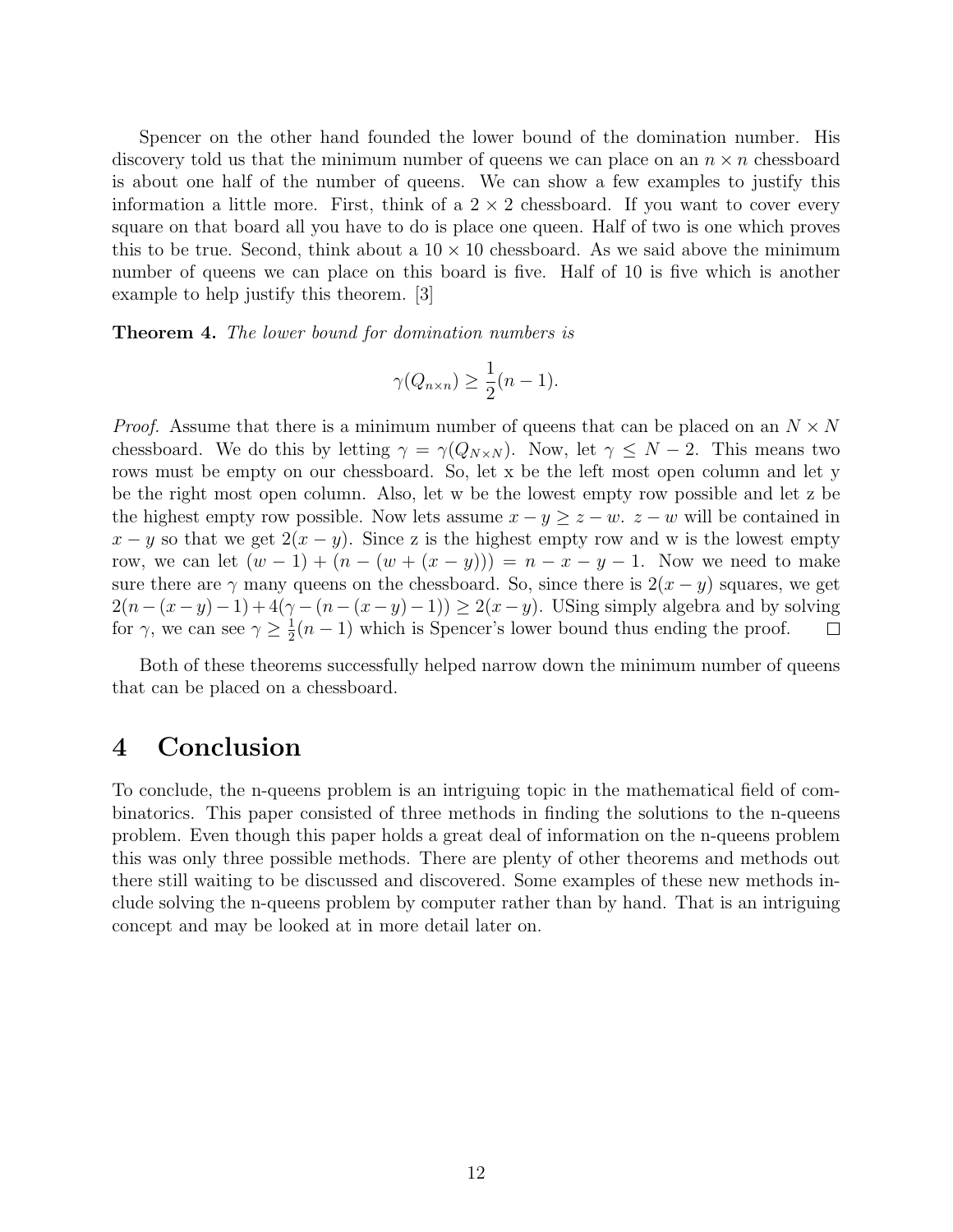Spencer on the other hand founded the lower bound of the domination number. His discovery told us that the minimum number of queens we can place on an $n \times n$ chessboard is about one half of the number of queens. We can show a few examples to justify this information a little more. First, think of a $2 \times 2$ chessboard. If you want to cover every square on that board all you have to do is place one queen. Half of two is one which proves this to be true. Second, think about a $10 \times 10$ chessboard. As we said above the minimum number of queens we can place on this board is five. Half of 10 is five which is another example to help justify this theorem. [3]

**Theorem 4.** *The lower bound for domination numbers is*

$$\gamma(Q_{n\times n}) \geq \frac{1}{2}(n-1).$$

*Proof.* Assume that there is a minimum number of queens that can be placed on an $N \times N$ chessboard. We do this by letting $\gamma = \gamma(Q_{N\times N})$. Now, let $\gamma \leq N-2$. This means two rows must be empty on our chessboard. So, let x be the left most open column and let y be the right most open column. Also, let w be the lowest empty row possible and let z be the highest empty row possible. Now lets assume $x - y \geq z - w$. $z - w$ will be contained in $x - y$ so that we get $2(x-y)$. Since z is the highest empty row and w is the lowest empty row, we can let $(w-1) + (n - (w + (x-y))) = n - x - y - 1$. Now we need to make sure there are $\gamma$ many queens on the chessboard. So, since there is $2(x-y)$ squares, we get $2(n-(x-y)-1) + 4(\gamma - (n-(x-y)-1)) \geq 2(x-y)$. USing simply algebra and by solving for $\gamma$, we can see $\gamma \geq \frac{1}{2}(n-1)$ which is Spencer's lower bound thus ending the proof. $\square$

Both of these theorems successfully helped narrow down the minimum number of queens that can be placed on a chessboard.

# 4 Conclusion

To conclude, the n-queens problem is an intriguing topic in the mathematical field of combinatorics. This paper consisted of three methods in finding the solutions to the n-queens problem. Even though this paper holds a great deal of information on the n-queens problem this was only three possible methods. There are plenty of other theorems and methods out there still waiting to be discussed and discovered. Some examples of these new methods include solving the n-queens problem by computer rather than by hand. That is an intriguing concept and may be looked at in more detail later on.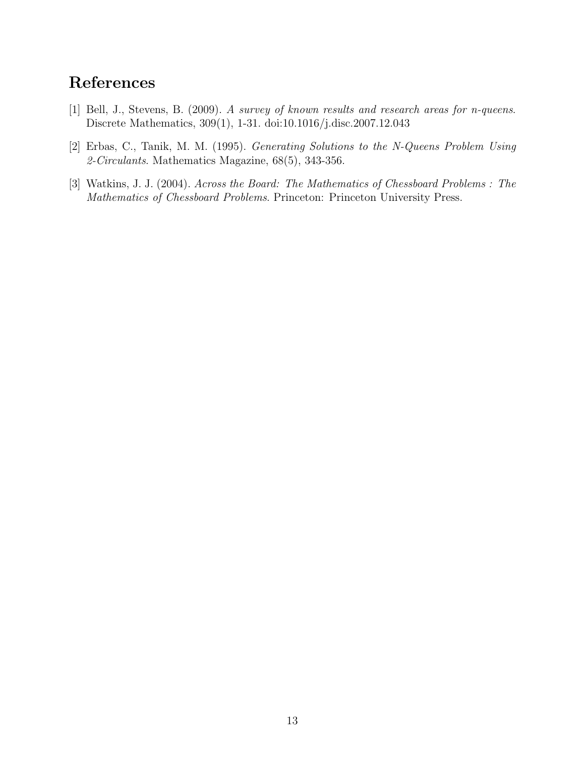## References

[1] Bell, J., Stevens, B. (2009). *A survey of known results and research areas for n-queens*. Discrete Mathematics, 309(1), 1-31. doi:10.1016/j.disc.2007.12.043

[2] Erbas, C., Tanik, M. M. (1995). *Generating Solutions to the N-Queens Problem Using 2-Circulants*. Mathematics Magazine, 68(5), 343-356.

[3] Watkins, J. J. (2004). *Across the Board: The Mathematics of Chessboard Problems : The Mathematics of Chessboard Problems*. Princeton: Princeton University Press.